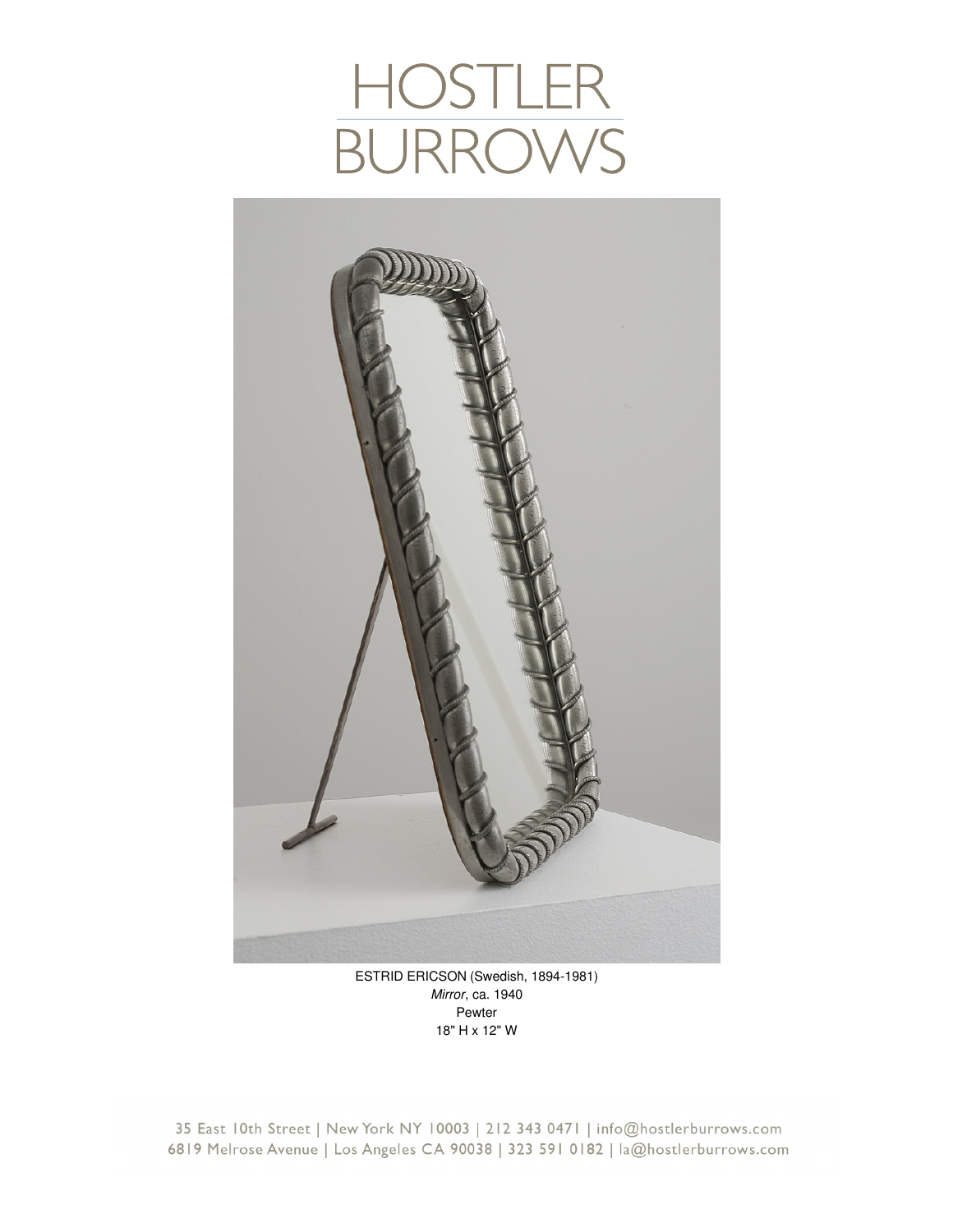# HOSTLER BURROWS

ESTRID ERICSON (Swedish, 1894-1981)
*Mirror*, ca. 1940
Pewter
18" H x 12" W

35 East 10th Street | New York NY 10003 | 212 343 0471 | info@hostlerburrows.com
6819 Melrose Avenue | Los Angeles CA 90038 | 323 591 0182 | la@hostlerburrows.com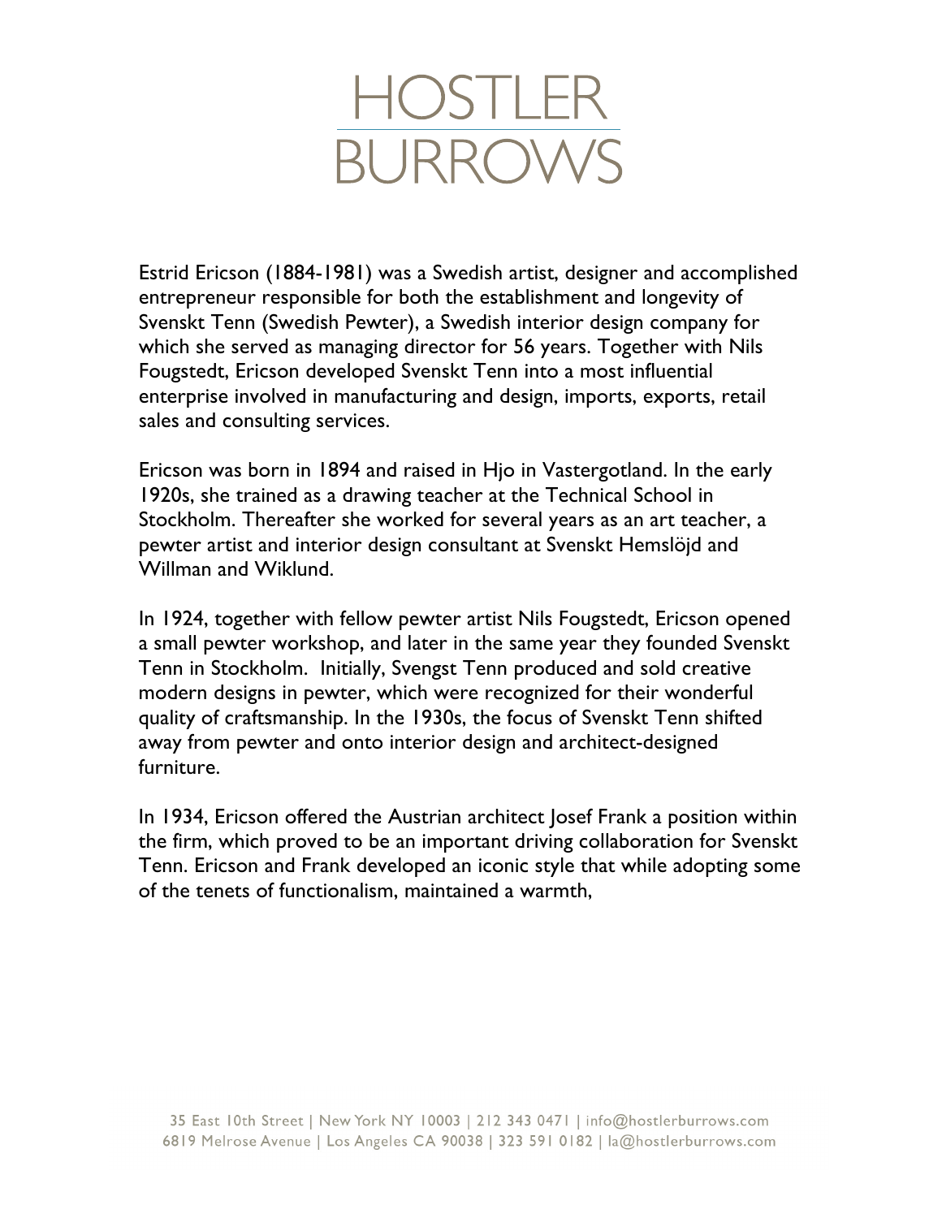Estrid Ericson (1884-1981) was a Swedish artist, designer and accomplished entrepreneur responsible for both the establishment and longevity of Svenskt Tenn (Swedish Pewter), a Swedish interior design company for which she served as managing director for 56 years. Together with Nils Fougstedt, Ericson developed Svenskt Tenn into a most influential enterprise involved in manufacturing and design, imports, exports, retail sales and consulting services.

Ericson was born in 1894 and raised in Hjo in Vastergotland. In the early 1920s, she trained as a drawing teacher at the Technical School in Stockholm. Thereafter she worked for several years as an art teacher, a pewter artist and interior design consultant at Svenskt Hemslöjd and Willman and Wiklund.

In 1924, together with fellow pewter artist Nils Fougstedt, Ericson opened a small pewter workshop, and later in the same year they founded Svenskt Tenn in Stockholm. Initially, Svengst Tenn produced and sold creative modern designs in pewter, which were recognized for their wonderful quality of craftsmanship. In the 1930s, the focus of Svenskt Tenn shifted away from pewter and onto interior design and architect-designed furniture.

In 1934, Ericson offered the Austrian architect Josef Frank a position within the firm, which proved to be an important driving collaboration for Svenskt Tenn. Ericson and Frank developed an iconic style that while adopting some of the tenets of functionalism, maintained a warmth,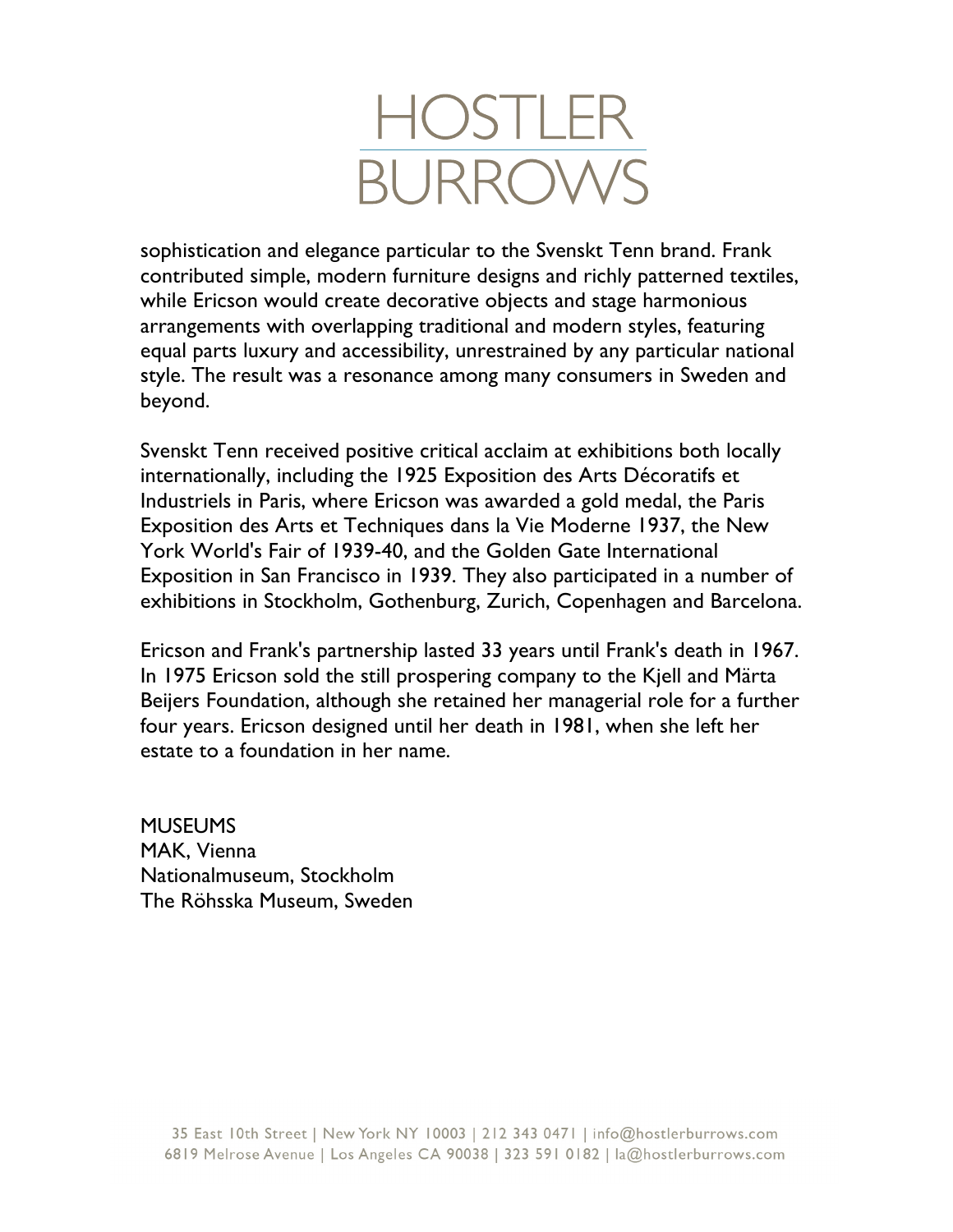sophistication and elegance particular to the Svenskt Tenn brand. Frank contributed simple, modern furniture designs and richly patterned textiles, while Ericson would create decorative objects and stage harmonious arrangements with overlapping traditional and modern styles, featuring equal parts luxury and accessibility, unrestrained by any particular national style. The result was a resonance among many consumers in Sweden and beyond.

Svenskt Tenn received positive critical acclaim at exhibitions both locally internationally, including the 1925 Exposition des Arts Décoratifs et Industriels in Paris, where Ericson was awarded a gold medal, the Paris Exposition des Arts et Techniques dans la Vie Moderne 1937, the New York World's Fair of 1939-40, and the Golden Gate International Exposition in San Francisco in 1939. They also participated in a number of exhibitions in Stockholm, Gothenburg, Zurich, Copenhagen and Barcelona.

Ericson and Frank's partnership lasted 33 years until Frank's death in 1967. In 1975 Ericson sold the still prospering company to the Kjell and Märta Beijers Foundation, although she retained her managerial role for a further four years. Ericson designed until her death in 1981, when she left her estate to a foundation in her name.

MUSEUMS
MAK, Vienna
Nationalmuseum, Stockholm
The Röhsska Museum, Sweden